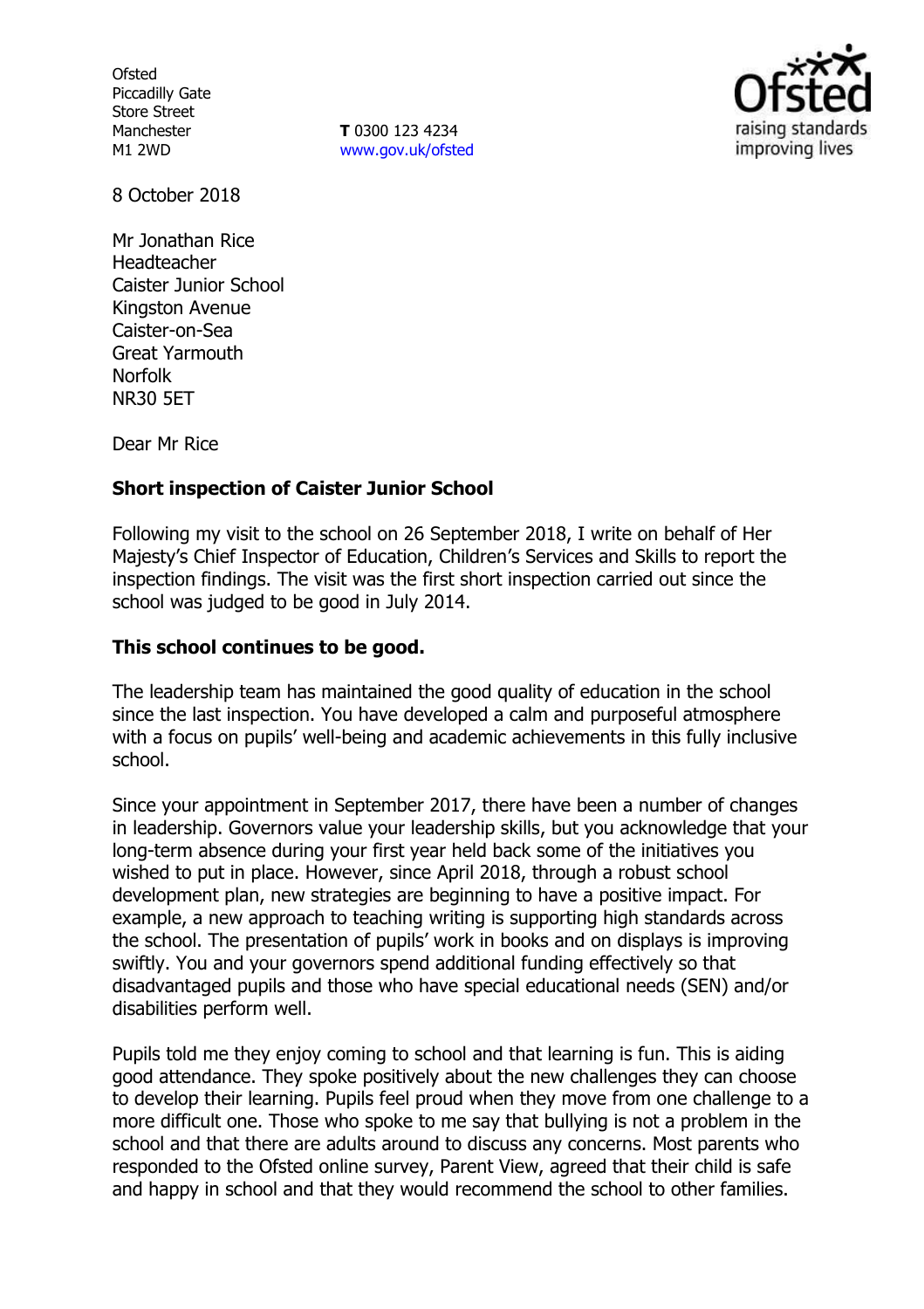Ofsted
Piccadilly Gate
Store Street
Manchester
M1 2WD

**T** 0300 123 4234
www.gov.uk/ofsted

8 October 2018

Mr Jonathan Rice
Headteacher
Caister Junior School
Kingston Avenue
Caister-on-Sea
Great Yarmouth
Norfolk
NR30 5ET

Dear Mr Rice

**Short inspection of Caister Junior School**

Following my visit to the school on 26 September 2018, I write on behalf of Her Majesty's Chief Inspector of Education, Children's Services and Skills to report the inspection findings. The visit was the first short inspection carried out since the school was judged to be good in July 2014.

**This school continues to be good.**

The leadership team has maintained the good quality of education in the school since the last inspection. You have developed a calm and purposeful atmosphere with a focus on pupils' well-being and academic achievements in this fully inclusive school.

Since your appointment in September 2017, there have been a number of changes in leadership. Governors value your leadership skills, but you acknowledge that your long-term absence during your first year held back some of the initiatives you wished to put in place. However, since April 2018, through a robust school development plan, new strategies are beginning to have a positive impact. For example, a new approach to teaching writing is supporting high standards across the school. The presentation of pupils' work in books and on displays is improving swiftly. You and your governors spend additional funding effectively so that disadvantaged pupils and those who have special educational needs (SEN) and/or disabilities perform well.

Pupils told me they enjoy coming to school and that learning is fun. This is aiding good attendance. They spoke positively about the new challenges they can choose to develop their learning. Pupils feel proud when they move from one challenge to a more difficult one. Those who spoke to me say that bullying is not a problem in the school and that there are adults around to discuss any concerns. Most parents who responded to the Ofsted online survey, Parent View, agreed that their child is safe and happy in school and that they would recommend the school to other families.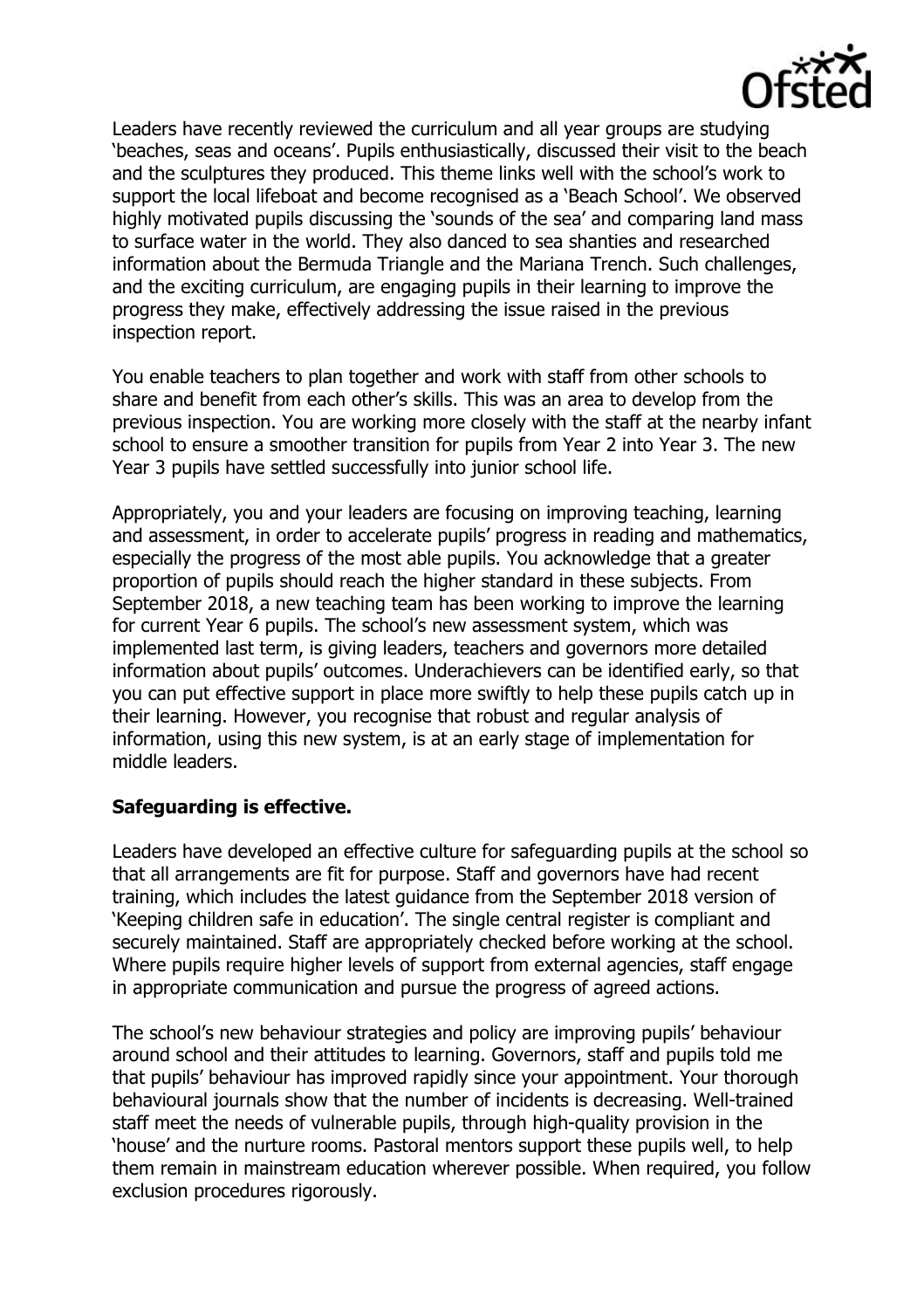Leaders have recently reviewed the curriculum and all year groups are studying 'beaches, seas and oceans'. Pupils enthusiastically, discussed their visit to the beach and the sculptures they produced. This theme links well with the school's work to support the local lifeboat and become recognised as a 'Beach School'. We observed highly motivated pupils discussing the 'sounds of the sea' and comparing land mass to surface water in the world. They also danced to sea shanties and researched information about the Bermuda Triangle and the Mariana Trench. Such challenges, and the exciting curriculum, are engaging pupils in their learning to improve the progress they make, effectively addressing the issue raised in the previous inspection report.

You enable teachers to plan together and work with staff from other schools to share and benefit from each other's skills. This was an area to develop from the previous inspection. You are working more closely with the staff at the nearby infant school to ensure a smoother transition for pupils from Year 2 into Year 3. The new Year 3 pupils have settled successfully into junior school life.

Appropriately, you and your leaders are focusing on improving teaching, learning and assessment, in order to accelerate pupils' progress in reading and mathematics, especially the progress of the most able pupils. You acknowledge that a greater proportion of pupils should reach the higher standard in these subjects. From September 2018, a new teaching team has been working to improve the learning for current Year 6 pupils. The school's new assessment system, which was implemented last term, is giving leaders, teachers and governors more detailed information about pupils' outcomes. Underachievers can be identified early, so that you can put effective support in place more swiftly to help these pupils catch up in their learning. However, you recognise that robust and regular analysis of information, using this new system, is at an early stage of implementation for middle leaders.

**Safeguarding is effective.**

Leaders have developed an effective culture for safeguarding pupils at the school so that all arrangements are fit for purpose. Staff and governors have had recent training, which includes the latest guidance from the September 2018 version of 'Keeping children safe in education'. The single central register is compliant and securely maintained. Staff are appropriately checked before working at the school. Where pupils require higher levels of support from external agencies, staff engage in appropriate communication and pursue the progress of agreed actions.

The school's new behaviour strategies and policy are improving pupils' behaviour around school and their attitudes to learning. Governors, staff and pupils told me that pupils' behaviour has improved rapidly since your appointment. Your thorough behavioural journals show that the number of incidents is decreasing. Well-trained staff meet the needs of vulnerable pupils, through high-quality provision in the 'house' and the nurture rooms. Pastoral mentors support these pupils well, to help them remain in mainstream education wherever possible. When required, you follow exclusion procedures rigorously.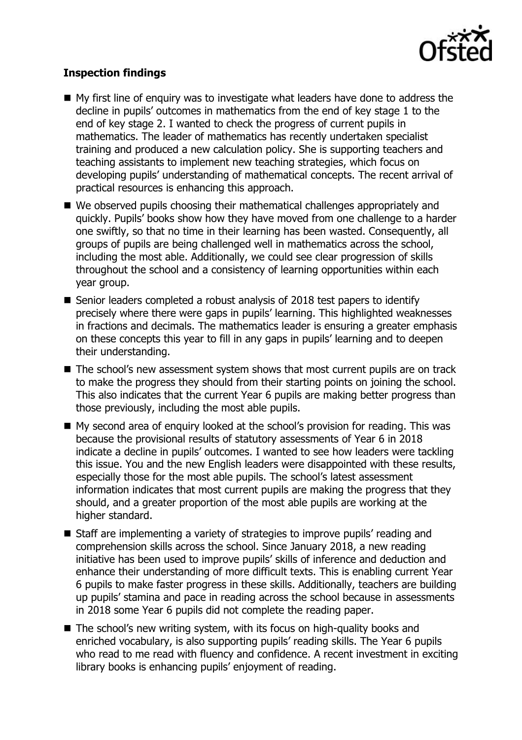**Inspection findings**

- My first line of enquiry was to investigate what leaders have done to address the decline in pupils' outcomes in mathematics from the end of key stage 1 to the end of key stage 2. I wanted to check the progress of current pupils in mathematics. The leader of mathematics has recently undertaken specialist training and produced a new calculation policy. She is supporting teachers and teaching assistants to implement new teaching strategies, which focus on developing pupils' understanding of mathematical concepts. The recent arrival of practical resources is enhancing this approach.
- We observed pupils choosing their mathematical challenges appropriately and quickly. Pupils' books show how they have moved from one challenge to a harder one swiftly, so that no time in their learning has been wasted. Consequently, all groups of pupils are being challenged well in mathematics across the school, including the most able. Additionally, we could see clear progression of skills throughout the school and a consistency of learning opportunities within each year group.
- Senior leaders completed a robust analysis of 2018 test papers to identify precisely where there were gaps in pupils' learning. This highlighted weaknesses in fractions and decimals. The mathematics leader is ensuring a greater emphasis on these concepts this year to fill in any gaps in pupils' learning and to deepen their understanding.
- The school's new assessment system shows that most current pupils are on track to make the progress they should from their starting points on joining the school. This also indicates that the current Year 6 pupils are making better progress than those previously, including the most able pupils.
- My second area of enquiry looked at the school's provision for reading. This was because the provisional results of statutory assessments of Year 6 in 2018 indicate a decline in pupils' outcomes. I wanted to see how leaders were tackling this issue. You and the new English leaders were disappointed with these results, especially those for the most able pupils. The school's latest assessment information indicates that most current pupils are making the progress that they should, and a greater proportion of the most able pupils are working at the higher standard.
- Staff are implementing a variety of strategies to improve pupils' reading and comprehension skills across the school. Since January 2018, a new reading initiative has been used to improve pupils' skills of inference and deduction and enhance their understanding of more difficult texts. This is enabling current Year 6 pupils to make faster progress in these skills. Additionally, teachers are building up pupils' stamina and pace in reading across the school because in assessments in 2018 some Year 6 pupils did not complete the reading paper.
- The school's new writing system, with its focus on high-quality books and enriched vocabulary, is also supporting pupils' reading skills. The Year 6 pupils who read to me read with fluency and confidence. A recent investment in exciting library books is enhancing pupils' enjoyment of reading.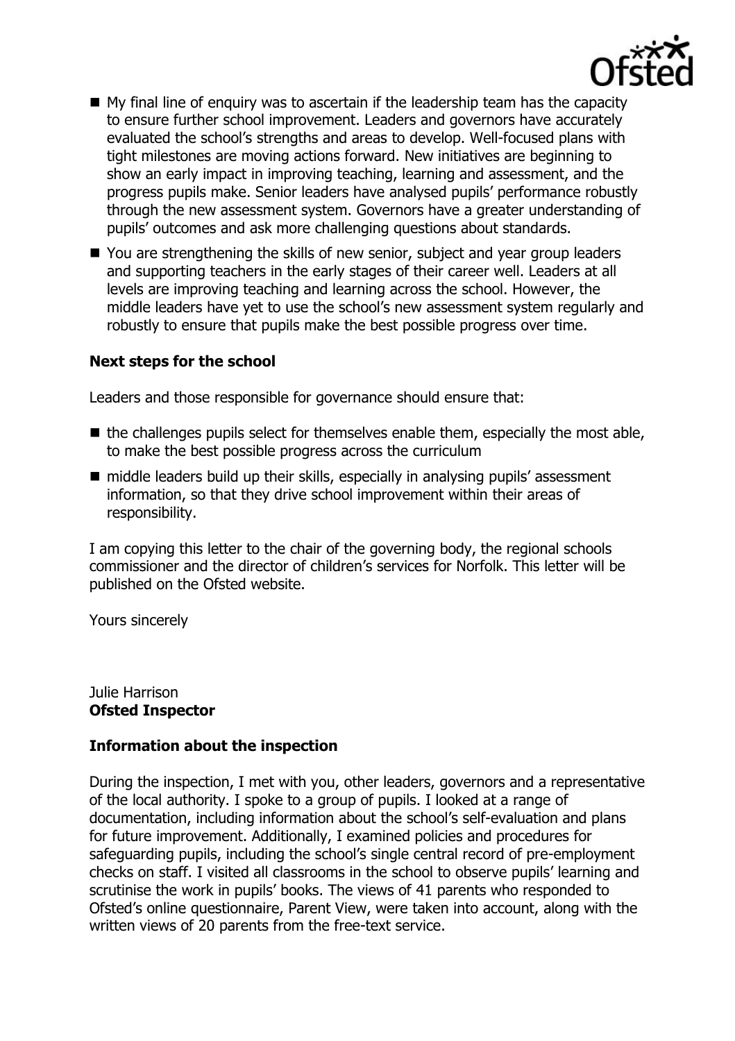- My final line of enquiry was to ascertain if the leadership team has the capacity to ensure further school improvement. Leaders and governors have accurately evaluated the school's strengths and areas to develop. Well-focused plans with tight milestones are moving actions forward. New initiatives are beginning to show an early impact in improving teaching, learning and assessment, and the progress pupils make. Senior leaders have analysed pupils' performance robustly through the new assessment system. Governors have a greater understanding of pupils' outcomes and ask more challenging questions about standards.
- You are strengthening the skills of new senior, subject and year group leaders and supporting teachers in the early stages of their career well. Leaders at all levels are improving teaching and learning across the school. However, the middle leaders have yet to use the school's new assessment system regularly and robustly to ensure that pupils make the best possible progress over time.

## Next steps for the school

Leaders and those responsible for governance should ensure that:

- the challenges pupils select for themselves enable them, especially the most able, to make the best possible progress across the curriculum
- middle leaders build up their skills, especially in analysing pupils' assessment information, so that they drive school improvement within their areas of responsibility.

I am copying this letter to the chair of the governing body, the regional schools commissioner and the director of children's services for Norfolk. This letter will be published on the Ofsted website.

Yours sincerely

Julie Harrison
**Ofsted Inspector**

## Information about the inspection

During the inspection, I met with you, other leaders, governors and a representative of the local authority. I spoke to a group of pupils. I looked at a range of documentation, including information about the school's self-evaluation and plans for future improvement. Additionally, I examined policies and procedures for safeguarding pupils, including the school's single central record of pre-employment checks on staff. I visited all classrooms in the school to observe pupils' learning and scrutinise the work in pupils' books. The views of 41 parents who responded to Ofsted's online questionnaire, Parent View, were taken into account, along with the written views of 20 parents from the free-text service.